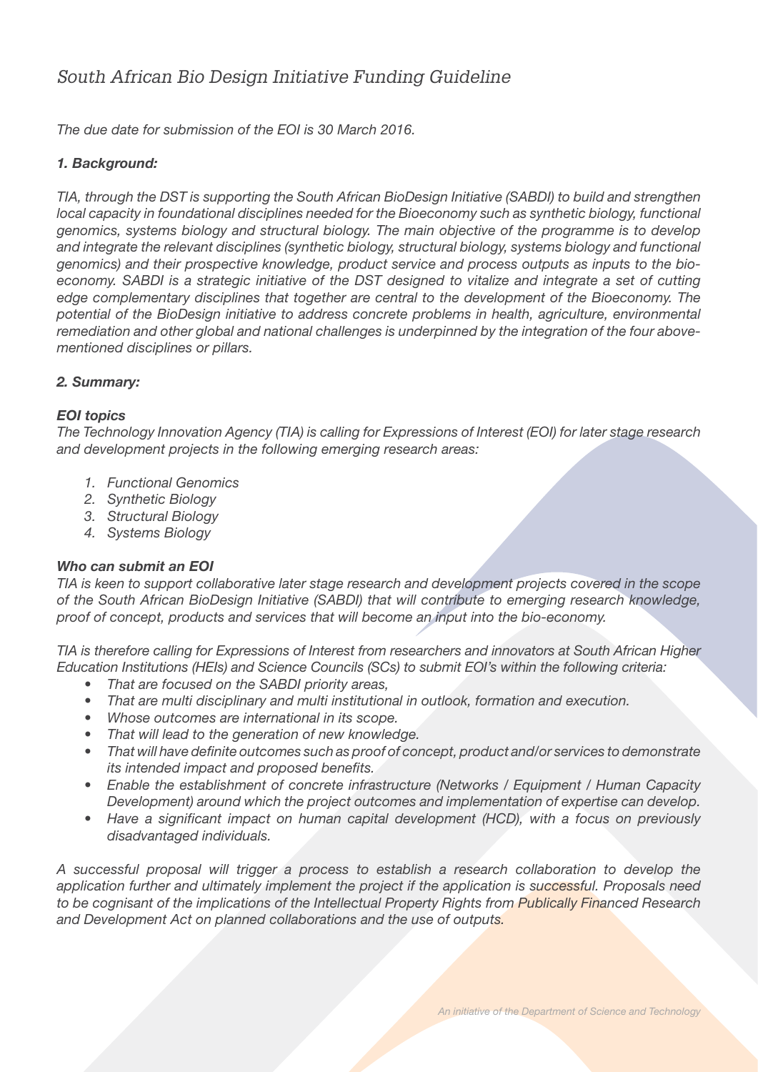# *South African Bio Design Initiative Funding Guideline*

*The due date for submission of the EOI is 30 March 2016.*

## ***1. Background:***

*TIA, through the DST is supporting the South African BioDesign Initiative (SABDI) to build and strengthen local capacity in foundational disciplines needed for the Bioeconomy such as synthetic biology, functional genomics, systems biology and structural biology. The main objective of the programme is to develop and integrate the relevant disciplines (synthetic biology, structural biology, systems biology and functional genomics) and their prospective knowledge, product service and process outputs as inputs to the bio-economy. SABDI is a strategic initiative of the DST designed to vitalize and integrate a set of cutting edge complementary disciplines that together are central to the development of the Bioeconomy. The potential of the BioDesign initiative to address concrete problems in health, agriculture, environmental remediation and other global and national challenges is underpinned by the integration of the four above-mentioned disciplines or pillars.*

## ***2. Summary:***

***EOI topics***

*The Technology Innovation Agency (TIA) is calling for Expressions of Interest (EOI) for later stage research and development projects in the following emerging research areas:*

1. *Functional Genomics*
2. *Synthetic Biology*
3. *Structural Biology*
4. *Systems Biology*

***Who can submit an EOI***

*TIA is keen to support collaborative later stage research and development projects covered in the scope of the South African BioDesign Initiative (SABDI) that will contribute to emerging research knowledge, proof of concept, products and services that will become an input into the bio-economy.*

*TIA is therefore calling for Expressions of Interest from researchers and innovators at South African Higher Education Institutions (HEIs) and Science Councils (SCs) to submit EOI's within the following criteria:*

- *That are focused on the SABDI priority areas,*
- *That are multi disciplinary and multi institutional in outlook, formation and execution.*
- *Whose outcomes are international in its scope.*
- *That will lead to the generation of new knowledge.*
- *That will have definite outcomes such as proof of concept, product and/or services to demonstrate its intended impact and proposed benefits.*
- *Enable the establishment of concrete infrastructure (Networks / Equipment / Human Capacity Development) around which the project outcomes and implementation of expertise can develop.*
- *Have a significant impact on human capital development (HCD), with a focus on previously disadvantaged individuals.*

*A successful proposal will trigger a process to establish a research collaboration to develop the application further and ultimately implement the project if the application is successful. Proposals need to be cognisant of the implications of the Intellectual Property Rights from Publically Financed Research and Development Act on planned collaborations and the use of outputs.*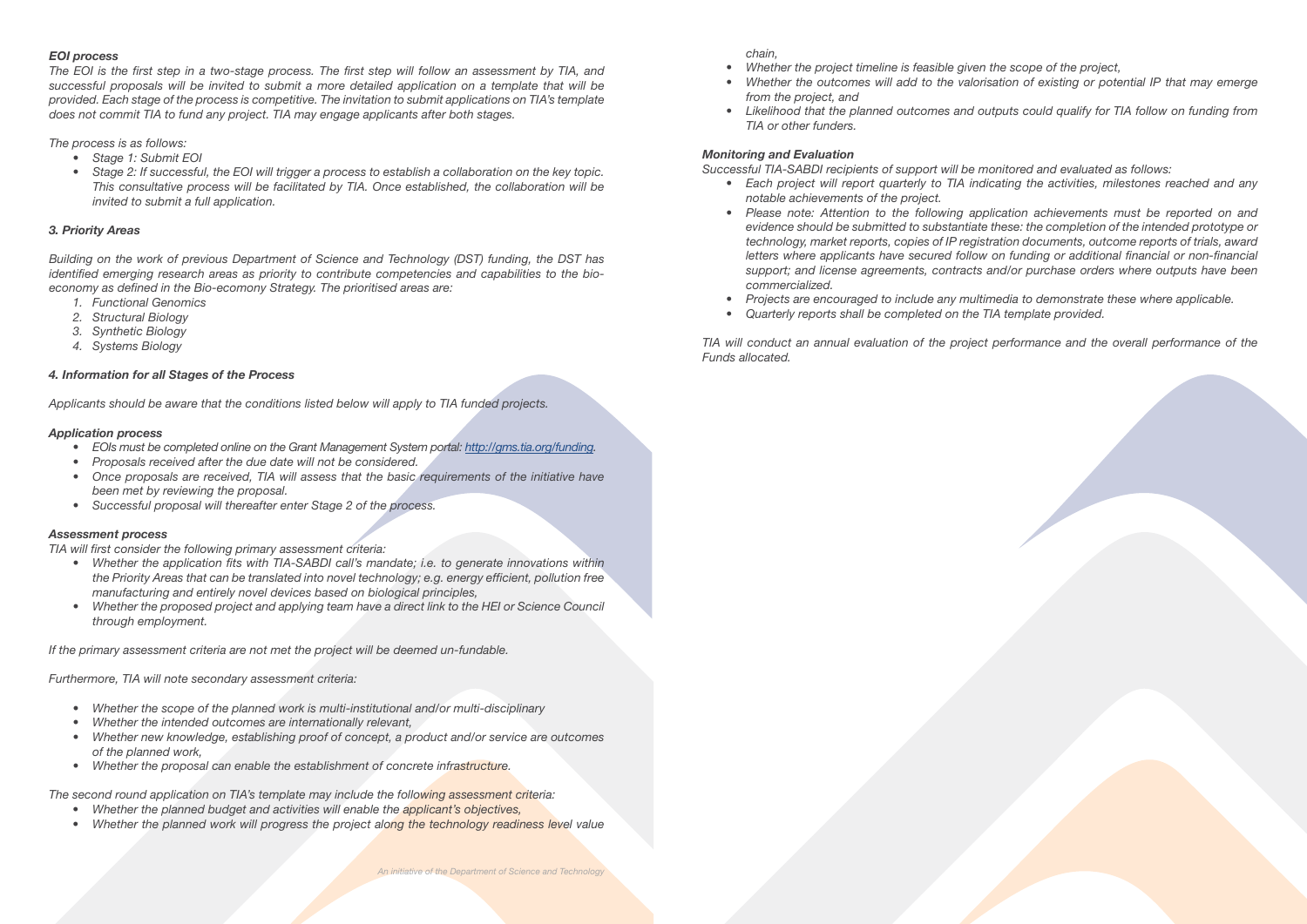### *EOI process*

*The EOI is the first step in a two-stage process. The first step will follow an assessment by TIA, and successful proposals will be invited to submit a more detailed application on a template that will be provided. Each stage of the process is competitive. The invitation to submit applications on TIA's template does not commit TIA to fund any project. TIA may engage applicants after both stages.*

*The process is as follows:*

- *Stage 1: Submit EOI*
- *Stage 2: If successful, the EOI will trigger a process to establish a collaboration on the key topic. This consultative process will be facilitated by TIA. Once established, the collaboration will be invited to submit a full application.*

### *3. Priority Areas*

*Building on the work of previous Department of Science and Technology (DST) funding, the DST has identified emerging research areas as priority to contribute competencies and capabilities to the bio-economy as defined in the Bio-ecomony Strategy. The prioritised areas are:*

1. *Functional Genomics*
2. *Structural Biology*
3. *Synthetic Biology*
4. *Systems Biology*

### *4. Information for all Stages of the Process*

*Applicants should be aware that the conditions listed below will apply to TIA funded projects.*

### *Application process*

- *EOIs must be completed online on the Grant Management System portal: [http://gms.tia.org/funding](http://gms.tia.org/funding).*
- *Proposals received after the due date will not be considered.*
- *Once proposals are received, TIA will assess that the basic requirements of the initiative have been met by reviewing the proposal.*
- *Successful proposal will thereafter enter Stage 2 of the process.*

### *Assessment process*

*TIA will first consider the following primary assessment criteria:*

- *Whether the application fits with TIA-SABDI call's mandate; i.e. to generate innovations within the Priority Areas that can be translated into novel technology; e.g. energy efficient, pollution free manufacturing and entirely novel devices based on biological principles,*
- *Whether the proposed project and applying team have a direct link to the HEI or Science Council through employment.*

*If the primary assessment criteria are not met the project will be deemed un-fundable.*

*Furthermore, TIA will note secondary assessment criteria:*

- *Whether the scope of the planned work is multi-institutional and/or multi-disciplinary*
- *Whether the intended outcomes are internationally relevant,*
- *Whether new knowledge, establishing proof of concept, a product and/or service are outcomes of the planned work,*
- *Whether the proposal can enable the establishment of concrete infrastructure.*

*The second round application on TIA's template may include the following assessment criteria:*

- *Whether the planned budget and activities will enable the applicant's objectives,*
- *Whether the planned work will progress the project along the technology readiness level value chain,*
- *Whether the project timeline is feasible given the scope of the project,*
- *Whether the outcomes will add to the valorisation of existing or potential IP that may emerge from the project, and*
- *Likelihood that the planned outcomes and outputs could qualify for TIA follow on funding from TIA or other funders.*

### *Monitoring and Evaluation*

*Successful TIA-SABDI recipients of support will be monitored and evaluated as follows:*

- *Each project will report quarterly to TIA indicating the activities, milestones reached and any notable achievements of the project.*
- *Please note: Attention to the following application achievements must be reported on and evidence should be submitted to substantiate these: the completion of the intended prototype or technology, market reports, copies of IP registration documents, outcome reports of trials, award letters where applicants have secured follow on funding or additional financial or non-financial support; and license agreements, contracts and/or purchase orders where outputs have been commercialized.*
- *Projects are encouraged to include any multimedia to demonstrate these where applicable.*
- *Quarterly reports shall be completed on the TIA template provided.*

*TIA will conduct an annual evaluation of the project performance and the overall performance of the Funds allocated.*